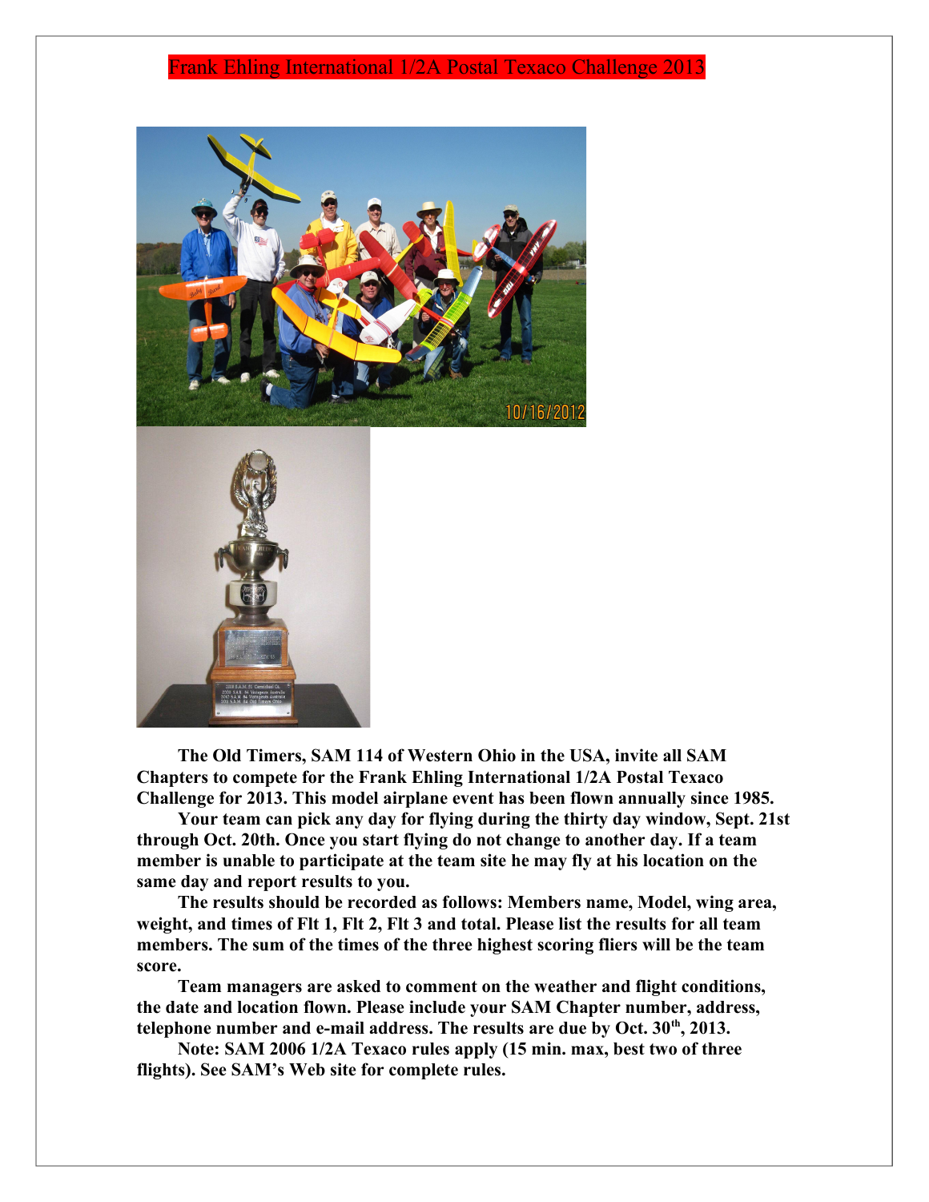# Frank Ehling International 1/2A Postal Texaco Challenge 2013

**The Old Timers, SAM 114 of Western Ohio in the USA, invite all SAM Chapters to compete for the Frank Ehling International 1/2A Postal Texaco Challenge for 2013. This model airplane event has been flown annually since 1985.**

**Your team can pick any day for flying during the thirty day window, Sept. 21st through Oct. 20th. Once you start flying do not change to another day. If a team member is unable to participate at the team site he may fly at his location on the same day and report results to you.**

**The results should be recorded as follows: Members name, Model, wing area, weight, and times of Flt 1, Flt 2, Flt 3 and total. Please list the results for all team members. The sum of the times of the three highest scoring fliers will be the team score.**

**Team managers are asked to comment on the weather and flight conditions, the date and location flown. Please include your SAM Chapter number, address, telephone number and e-mail address. The results are due by Oct. 30th, 2013.**

**Note: SAM 2006 1/2A Texaco rules apply (15 min. max, best two of three flights). See SAM's Web site for complete rules.**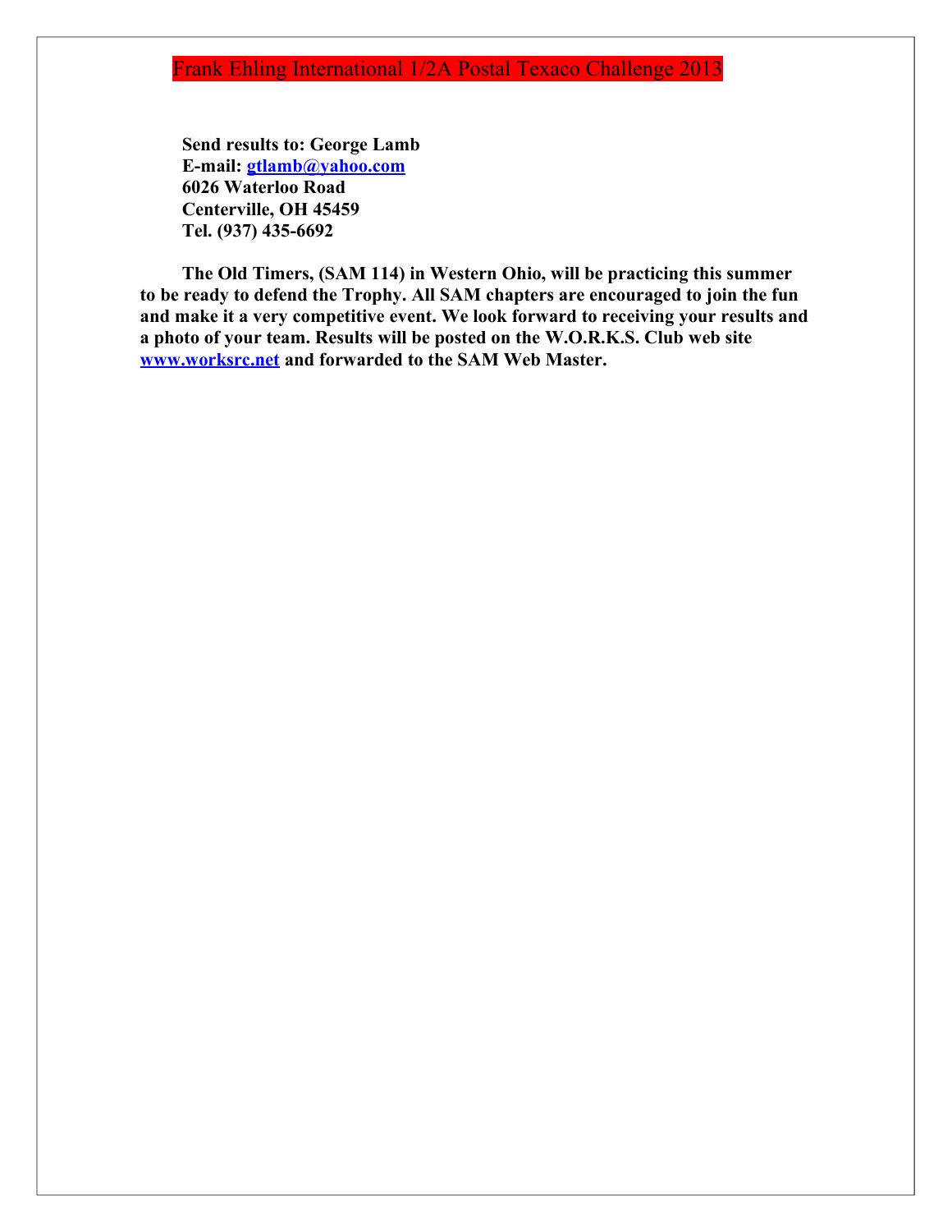# Frank Ehling International 1/2A Postal Texaco Challenge 2013

**Send results to: George Lamb**
**E-mail: gtlamb@yahoo.com**
**6026 Waterloo Road**
**Centerville, OH 45459**
**Tel. (937) 435-6692**

**The Old Timers, (SAM 114) in Western Ohio, will be practicing this summer to be ready to defend the Trophy. All SAM chapters are encouraged to join the fun and make it a very competitive event. We look forward to receiving your results and a photo of your team. Results will be posted on the W.O.R.K.S. Club web site www.worksrc.net and forwarded to the SAM Web Master.**